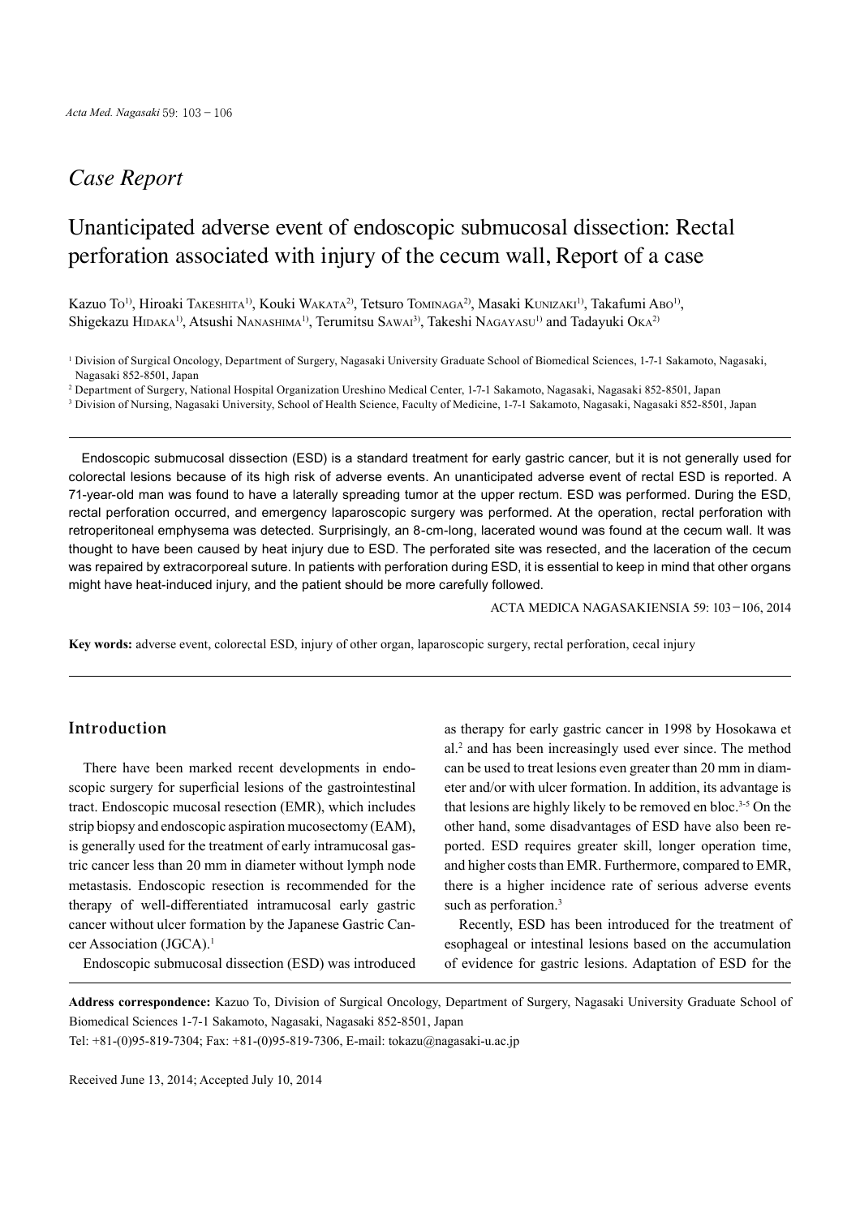*Case Report*

# Unanticipated adverse event of endoscopic submucosal dissection: Rectal perforation associated with injury of the cecum wall, Report of a case

Kazuo To[1], Hiroaki Takeshita[1], Kouki Wakata[2], Tetsuro Tominaga[2], Masaki Kunizaki[1], Takafumi Abo[1], Shigekazu Hidaka[1], Atsushi Nanashima[1], Terumitsu Sawai[3], Takeshi Nagayasu[1] and Tadayuki Oka[2]

[1] Division of Surgical Oncology, Department of Surgery, Nagasaki University Graduate School of Biomedical Sciences, 1-7-1 Sakamoto, Nagasaki, Nagasaki 852-8501, Japan

[2] Department of Surgery, National Hospital Organization Ureshino Medical Center, 1-7-1 Sakamoto, Nagasaki, Nagasaki 852-8501, Japan

[3] Division of Nursing, Nagasaki University, School of Health Science, Faculty of Medicine, 1-7-1 Sakamoto, Nagasaki, Nagasaki 852-8501, Japan

Endoscopic submucosal dissection (ESD) is a standard treatment for early gastric cancer, but it is not generally used for colorectal lesions because of its high risk of adverse events. An unanticipated adverse event of rectal ESD is reported. A 71-year-old man was found to have a laterally spreading tumor at the upper rectum. ESD was performed. During the ESD, rectal perforation occurred, and emergency laparoscopic surgery was performed. At the operation, rectal perforation with retroperitoneal emphysema was detected. Surprisingly, an 8-cm-long, lacerated wound was found at the cecum wall. It was thought to have been caused by heat injury due to ESD. The perforated site was resected, and the laceration of the cecum was repaired by extracorporeal suture. In patients with perforation during ESD, it is essential to keep in mind that other organs might have heat-induced injury, and the patient should be more carefully followed.

ACTA MEDICA NAGASAKIENSIA 59: 103−106, 2014

**Key words:** adverse event, colorectal ESD, injury of other organ, laparoscopic surgery, rectal perforation, cecal injury

## Introduction

There have been marked recent developments in endoscopic surgery for superficial lesions of the gastrointestinal tract. Endoscopic mucosal resection (EMR), which includes strip biopsy and endoscopic aspiration mucosectomy (EAM), is generally used for the treatment of early intramucosal gastric cancer less than 20 mm in diameter without lymph node metastasis. Endoscopic resection is recommended for the therapy of well-differentiated intramucosal early gastric cancer without ulcer formation by the Japanese Gastric Cancer Association (JGCA).[1]

Endoscopic submucosal dissection (ESD) was introduced as therapy for early gastric cancer in 1998 by Hosokawa et al.[2] and has been increasingly used ever since. The method can be used to treat lesions even greater than 20 mm in diameter and/or with ulcer formation. In addition, its advantage is that lesions are highly likely to be removed en bloc.[3-5] On the other hand, some disadvantages of ESD have also been reported. ESD requires greater skill, longer operation time, and higher costs than EMR. Furthermore, compared to EMR, there is a higher incidence rate of serious adverse events such as perforation.[3]

Recently, ESD has been introduced for the treatment of esophageal or intestinal lesions based on the accumulation of evidence for gastric lesions. Adaptation of ESD for the

**Address correspondence:** Kazuo To, Division of Surgical Oncology, Department of Surgery, Nagasaki University Graduate School of Biomedical Sciences 1-7-1 Sakamoto, Nagasaki, Nagasaki 852-8501, Japan

Tel: +81-(0)95-819-7304; Fax: +81-(0)95-819-7306, E-mail: tokazu@nagasaki-u.ac.jp

Received June 13, 2014; Accepted July 10, 2014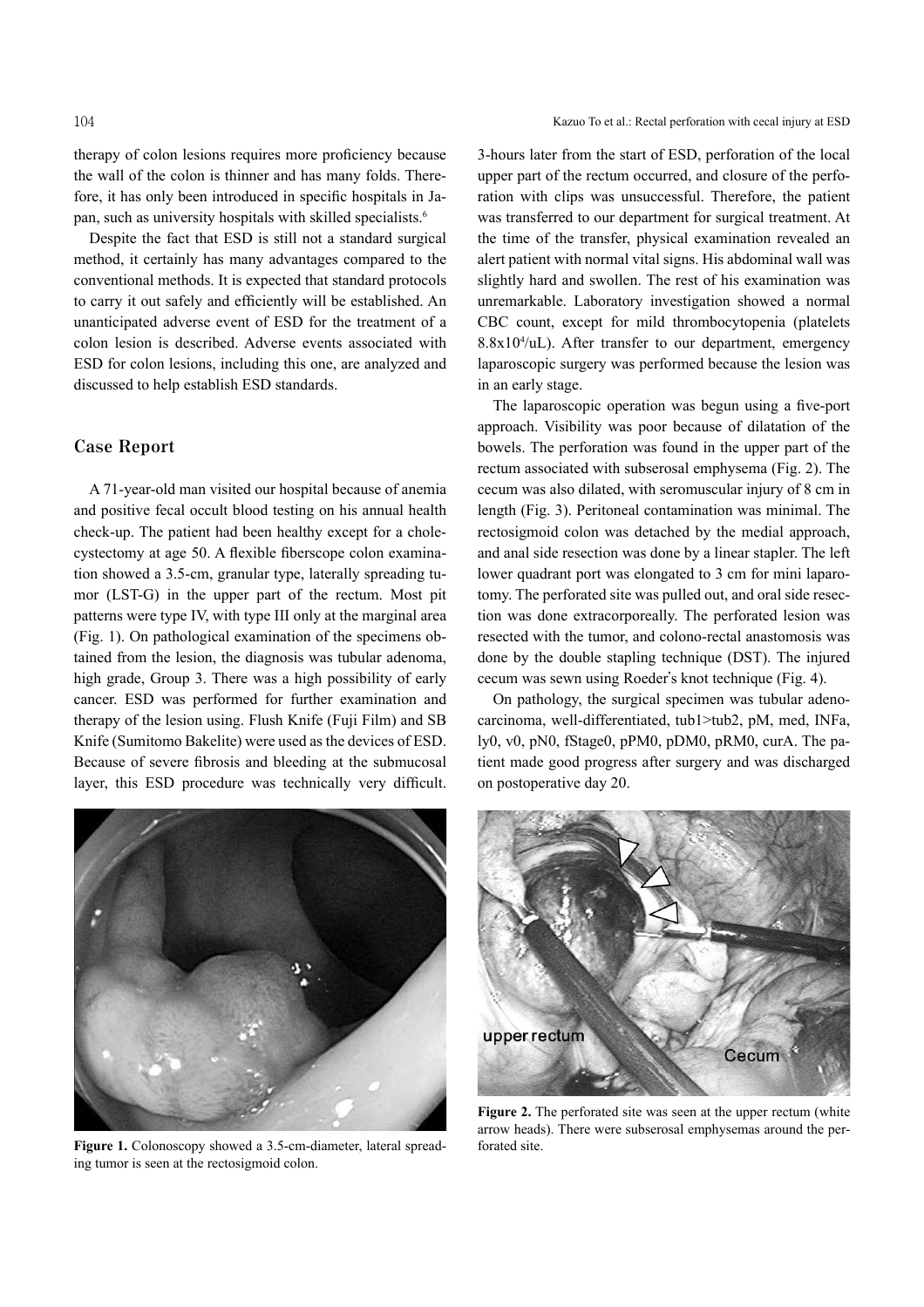therapy of colon lesions requires more proficiency because the wall of the colon is thinner and has many folds. Therefore, it has only been introduced in specific hospitals in Japan, such as university hospitals with skilled specialists.[6]

Despite the fact that ESD is still not a standard surgical method, it certainly has many advantages compared to the conventional methods. It is expected that standard protocols to carry it out safely and efficiently will be established. An unanticipated adverse event of ESD for the treatment of a colon lesion is described. Adverse events associated with ESD for colon lesions, including this one, are analyzed and discussed to help establish ESD standards.

## Case Report

A 71-year-old man visited our hospital because of anemia and positive fecal occult blood testing on his annual health check-up. The patient had been healthy except for a cholecystectomy at age 50. A flexible fiberscope colon examination showed a 3.5-cm, granular type, laterally spreading tumor (LST-G) in the upper part of the rectum. Most pit patterns were type IV, with type III only at the marginal area (Fig. 1). On pathological examination of the specimens obtained from the lesion, the diagnosis was tubular adenoma, high grade, Group 3. There was a high possibility of early cancer. ESD was performed for further examination and therapy of the lesion using. Flush Knife (Fuji Film) and SB Knife (Sumitomo Bakelite) were used as the devices of ESD. Because of severe fibrosis and bleeding at the submucosal layer, this ESD procedure was technically very difficult. 3-hours later from the start of ESD, perforation of the local upper part of the rectum occurred, and closure of the perforation with clips was unsuccessful. Therefore, the patient was transferred to our department for surgical treatment. At the time of the transfer, physical examination revealed an alert patient with normal vital signs. His abdominal wall was slightly hard and swollen. The rest of his examination was unremarkable. Laboratory investigation showed a normal CBC count, except for mild thrombocytopenia (platelets $8.8 \times 10^4$/uL). After transfer to our department, emergency laparoscopic surgery was performed because the lesion was in an early stage.

The laparoscopic operation was begun using a five-port approach. Visibility was poor because of dilatation of the bowels. The perforation was found in the upper part of the rectum associated with subserosal emphysema (Fig. 2). The cecum was also dilated, with seromuscular injury of 8 cm in length (Fig. 3). Peritoneal contamination was minimal. The rectosigmoid colon was detached by the medial approach, and anal side resection was done by a linear stapler. The left lower quadrant port was elongated to 3 cm for mini laparotomy. The perforated site was pulled out, and oral side resection was done extracorporeally. The perforated lesion was resected with the tumor, and colono-rectal anastomosis was done by the double stapling technique (DST). The injured cecum was sewn using Roeder's knot technique (Fig. 4).

On pathology, the surgical specimen was tubular adenocarcinoma, well-differentiated, tub1>tub2, pM, med, INFa, ly0, v0, pN0, fStage0, pPM0, pDM0, pRM0, curA. The patient made good progress after surgery and was discharged on postoperative day 20.

**Figure 1.** Colonoscopy showed a 3.5-cm-diameter, lateral spreading tumor is seen at the rectosigmoid colon.

**Figure 2.** The perforated site was seen at the upper rectum (white arrow heads). There were subserosal emphysemas around the perforated site.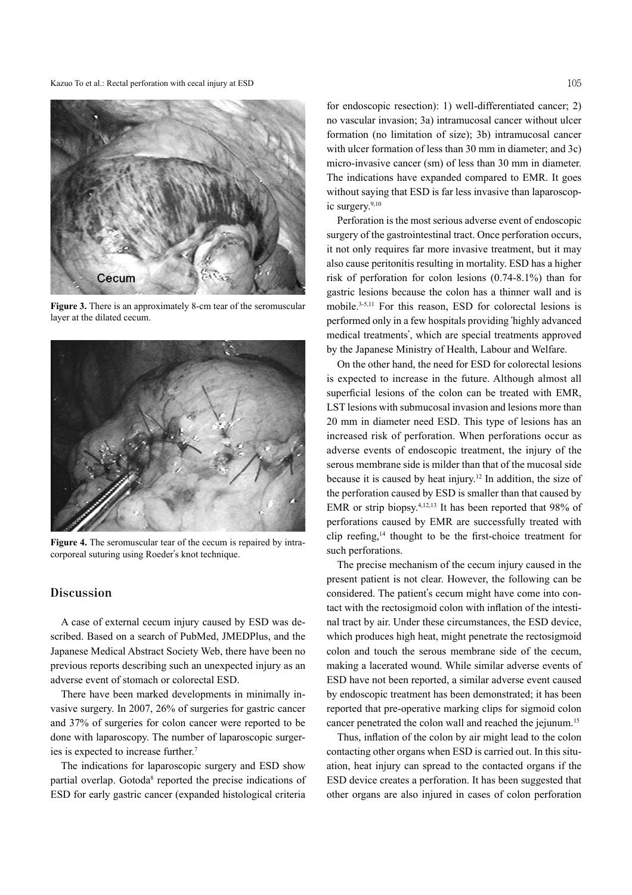**Figure 3.** There is an approximately 8-cm tear of the seromuscular layer at the dilated cecum.

**Figure 4.** The seromuscular tear of the cecum is repaired by intracorporeal suturing using Roeder's knot technique.

## Discussion

A case of external cecum injury caused by ESD was described. Based on a search of PubMed, JMEDPlus, and the Japanese Medical Abstract Society Web, there have been no previous reports describing such an unexpected injury as an adverse event of stomach or colorectal ESD.

There have been marked developments in minimally invasive surgery. In 2007, 26% of surgeries for gastric cancer and 37% of surgeries for colon cancer were reported to be done with laparoscopy. The number of laparoscopic surgeries is expected to increase further.[7]

The indications for laparoscopic surgery and ESD show partial overlap. Gotoda[8] reported the precise indications of ESD for early gastric cancer (expanded histological criteria for endoscopic resection): 1) well-differentiated cancer; 2) no vascular invasion; 3a) intramucosal cancer without ulcer formation (no limitation of size); 3b) intramucosal cancer with ulcer formation of less than 30 mm in diameter; and 3c) micro-invasive cancer (sm) of less than 30 mm in diameter. The indications have expanded compared to EMR. It goes without saying that ESD is far less invasive than laparoscopic surgery.[9,10]

Perforation is the most serious adverse event of endoscopic surgery of the gastrointestinal tract. Once perforation occurs, it not only requires far more invasive treatment, but it may also cause peritonitis resulting in mortality. ESD has a higher risk of perforation for colon lesions (0.74-8.1%) than for gastric lesions because the colon has a thinner wall and is mobile.[3-5,11] For this reason, ESD for colorectal lesions is performed only in a few hospitals providing 'highly advanced medical treatments', which are special treatments approved by the Japanese Ministry of Health, Labour and Welfare.

On the other hand, the need for ESD for colorectal lesions is expected to increase in the future. Although almost all superficial lesions of the colon can be treated with EMR, LST lesions with submucosal invasion and lesions more than 20 mm in diameter need ESD. This type of lesions has an increased risk of perforation. When perforations occur as adverse events of endoscopic treatment, the injury of the serous membrane side is milder than that of the mucosal side because it is caused by heat injury.[12] In addition, the size of the perforation caused by ESD is smaller than that caused by EMR or strip biopsy.[4,12,13] It has been reported that 98% of perforations caused by EMR are successfully treated with clip reefing,[14] thought to be the first-choice treatment for such perforations.

The precise mechanism of the cecum injury caused in the present patient is not clear. However, the following can be considered. The patient's cecum might have come into contact with the rectosigmoid colon with inflation of the intestinal tract by air. Under these circumstances, the ESD device, which produces high heat, might penetrate the rectosigmoid colon and touch the serous membrane side of the cecum, making a lacerated wound. While similar adverse events of ESD have not been reported, a similar adverse event caused by endoscopic treatment has been demonstrated; it has been reported that pre-operative marking clips for sigmoid colon cancer penetrated the colon wall and reached the jejunum.[15]

Thus, inflation of the colon by air might lead to the colon contacting other organs when ESD is carried out. In this situation, heat injury can spread to the contacted organs if the ESD device creates a perforation. It has been suggested that other organs are also injured in cases of colon perforation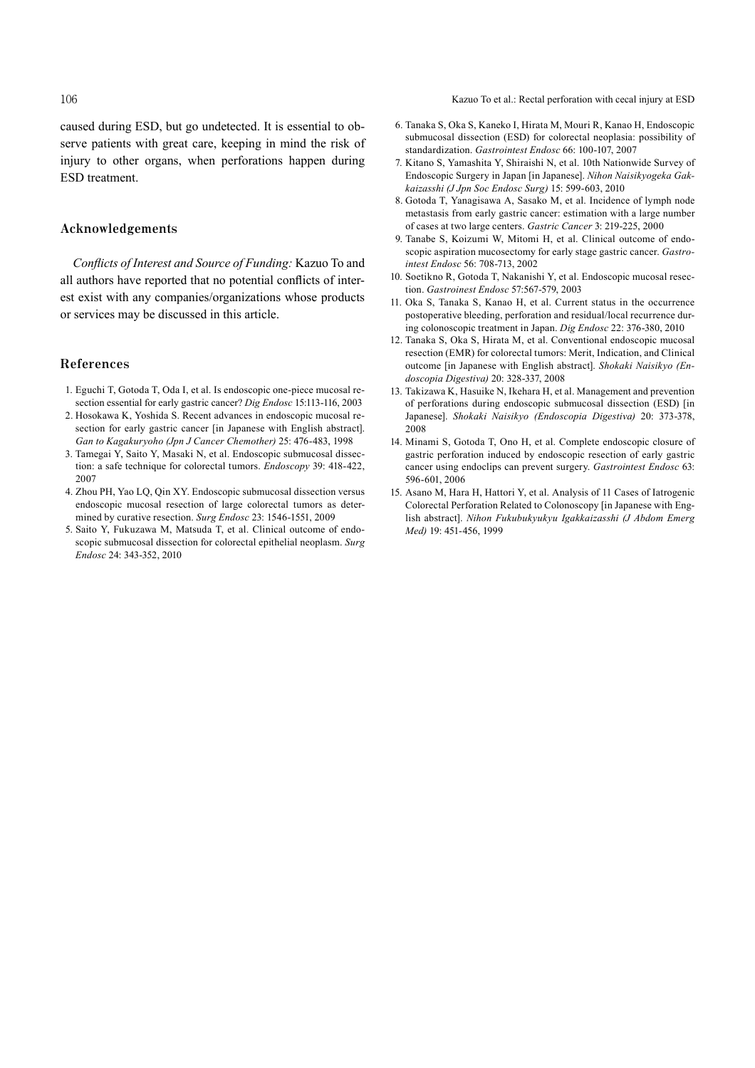caused during ESD, but go undetected. It is essential to observe patients with great care, keeping in mind the risk of injury to other organs, when perforations happen during ESD treatment.

## Acknowledgements

*Conflicts of Interest and Source of Funding:* Kazuo To and all authors have reported that no potential conflicts of interest exist with any companies/organizations whose products or services may be discussed in this article.

## References

1. Eguchi T, Gotoda T, Oda I, et al. Is endoscopic one-piece mucosal resection essential for early gastric cancer? *Dig Endosc* 15:113-116, 2003
2. Hosokawa K, Yoshida S. Recent advances in endoscopic mucosal resection for early gastric cancer [in Japanese with English abstract]. *Gan to Kagakuryoho (Jpn J Cancer Chemother)* 25: 476-483, 1998
3. Tamegai Y, Saito Y, Masaki N, et al. Endoscopic submucosal dissection: a safe technique for colorectal tumors. *Endoscopy* 39: 418-422, 2007
4. Zhou PH, Yao LQ, Qin XY. Endoscopic submucosal dissection versus endoscopic mucosal resection of large colorectal tumors as determined by curative resection. *Surg Endosc* 23: 1546-1551, 2009
5. Saito Y, Fukuzawa M, Matsuda T, et al. Clinical outcome of endoscopic submucosal dissection for colorectal epithelial neoplasm. *Surg Endosc* 24: 343-352, 2010
6. Tanaka S, Oka S, Kaneko I, Hirata M, Mouri R, Kanao H, Endoscopic submucosal dissection (ESD) for colorectal neoplasia: possibility of standardization. *Gastrointest Endosc* 66: 100-107, 2007
7. Kitano S, Yamashita Y, Shiraishi N, et al. 10th Nationwide Survey of Endoscopic Surgery in Japan [in Japanese]. *Nihon Naisikyogeka Gakkaizasshi (J Jpn Soc Endosc Surg)* 15: 599-603, 2010
8. Gotoda T, Yanagisawa A, Sasako M, et al. Incidence of lymph node metastasis from early gastric cancer: estimation with a large number of cases at two large centers. *Gastric Cancer* 3: 219-225, 2000
9. Tanabe S, Koizumi W, Mitomi H, et al. Clinical outcome of endoscopic aspiration mucosectomy for early stage gastric cancer. *Gastrointest Endosc* 56: 708-713, 2002
10. Soetikno R, Gotoda T, Nakanishi Y, et al. Endoscopic mucosal resection. *Gastroinest Endosc* 57:567-579, 2003
11. Oka S, Tanaka S, Kanao H, et al. Current status in the occurrence postoperative bleeding, perforation and residual/local recurrence during colonoscopic treatment in Japan. *Dig Endosc* 22: 376-380, 2010
12. Tanaka S, Oka S, Hirata M, et al. Conventional endoscopic mucosal resection (EMR) for colorectal tumors: Merit, Indication, and Clinical outcome [in Japanese with English abstract]. *Shokaki Naisikyo (Endoscopia Digestiva)* 20: 328-337, 2008
13. Takizawa K, Hasuike N, Ikehara H, et al. Management and prevention of perforations during endoscopic submucosal dissection (ESD) [in Japanese]. *Shokaki Naisikyo (Endoscopia Digestiva)* 20: 373-378, 2008
14. Minami S, Gotoda T, Ono H, et al. Complete endoscopic closure of gastric perforation induced by endoscopic resection of early gastric cancer using endoclips can prevent surgery. *Gastrointest Endosc* 63: 596-601, 2006
15. Asano M, Hara H, Hattori Y, et al. Analysis of 11 Cases of Iatrogenic Colorectal Perforation Related to Colonoscopy [in Japanese with English abstract]. *Nihon Fukubukyukyu Igakkaizasshi (J Abdom Emerg Med)* 19: 451-456, 1999